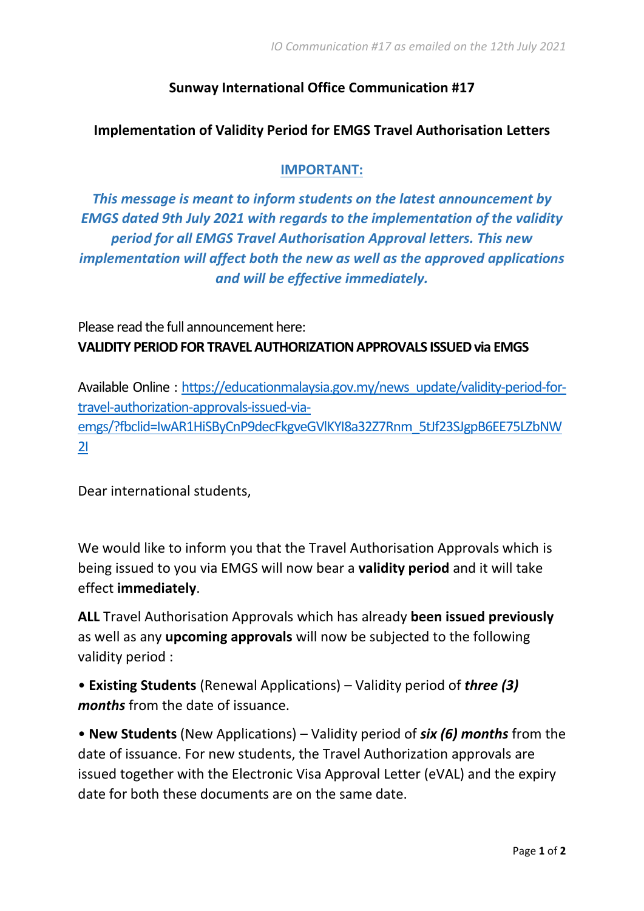*IO Communication #17 as emailed on the 12th July 2021*

**Sunway International Office Communication #17**

**Implementation of Validity Period for EMGS Travel Authorisation Letters**

**IMPORTANT:**

***This message is meant to inform students on the latest announcement by EMGS dated 9th July 2021 with regards to the implementation of the validity period for all EMGS Travel Authorisation Approval letters. This new implementation will affect both the new as well as the approved applications and will be effective immediately.***

Please read the full announcement here:
**VALIDITY PERIOD FOR TRAVEL AUTHORIZATION APPROVALS ISSUED via EMGS**

Available Online : https://educationmalaysia.gov.my/news_update/validity-period-for-travel-authorization-approvals-issued-via-emgs/?fbclid=IwAR1HiSByCnP9decFkgveGVlKYI8a32Z7Rnm_5tJf23SJgpB6EE75LZbNW2I

Dear international students,

We would like to inform you that the Travel Authorisation Approvals which is being issued to you via EMGS will now bear a **validity period** and it will take effect **immediately**.

**ALL** Travel Authorisation Approvals which has already **been issued previously** as well as any **upcoming approvals** will now be subjected to the following validity period :

- **Existing Students** (Renewal Applications) – Validity period of ***three (3) months*** from the date of issuance.
- **New Students** (New Applications) – Validity period of ***six (6) months*** from the date of issuance. For new students, the Travel Authorization approvals are issued together with the Electronic Visa Approval Letter (eVAL) and the expiry date for both these documents are on the same date.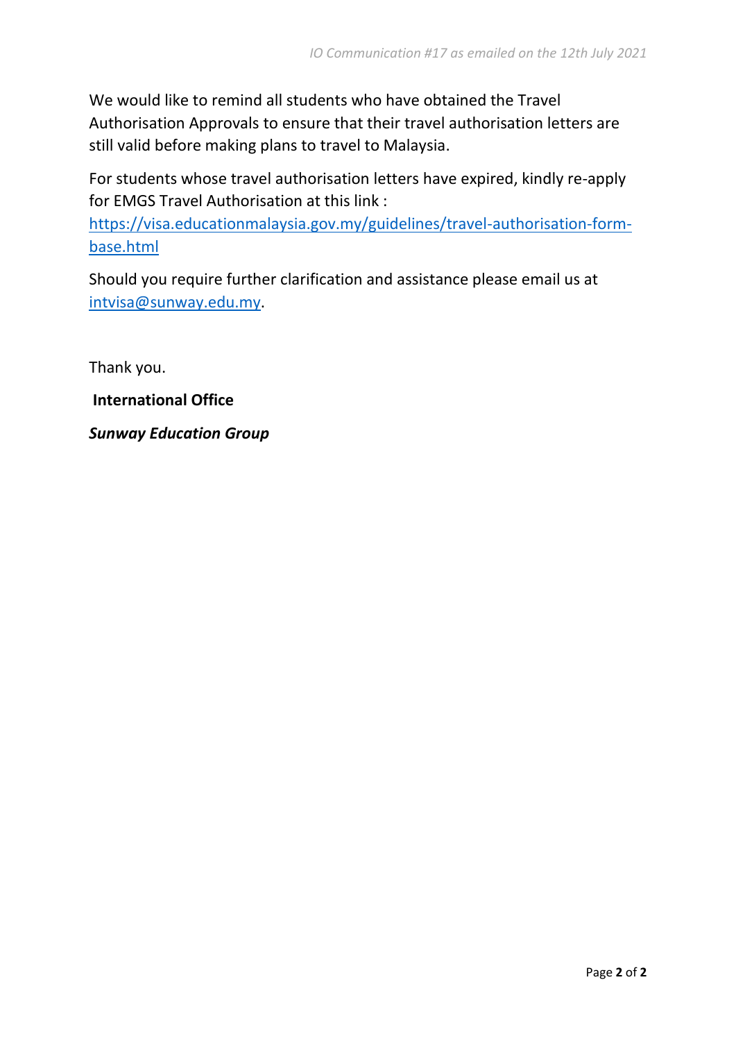We would like to remind all students who have obtained the Travel Authorisation Approvals to ensure that their travel authorisation letters are still valid before making plans to travel to Malaysia.

For students whose travel authorisation letters have expired, kindly re-apply for EMGS Travel Authorisation at this link : https://visa.educationmalaysia.gov.my/guidelines/travel-authorisation-form-base.html

Should you require further clarification and assistance please email us at intvisa@sunway.edu.my.

Thank you.

**International Office**

***Sunway Education Group***